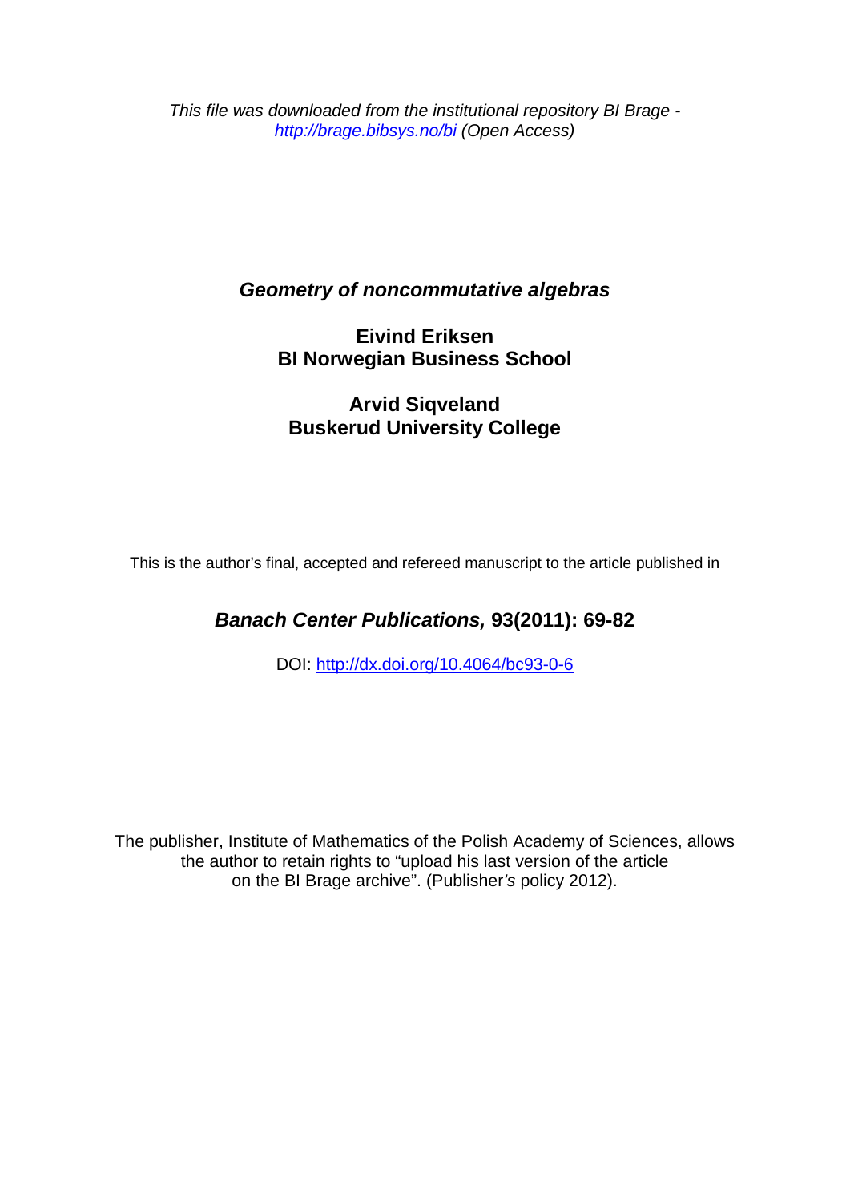*This file was downloaded from the institutional repository BI Brage - http://brage.bibsys.no/bi (Open Access)*

# *Geometry of noncommutative algebras*

**Eivind Eriksen**
**BI Norwegian Business School**

**Arvid Siqveland**
**Buskerud University College**

This is the author's final, accepted and refereed manuscript to the article published in

***Banach Center Publications,* 93(2011): 69-82**

DOI: http://dx.doi.org/10.4064/bc93-0-6

The publisher, Institute of Mathematics of the Polish Academy of Sciences, allows the author to retain rights to "upload his last version of the article on the BI Brage archive". (Publisher's policy 2012).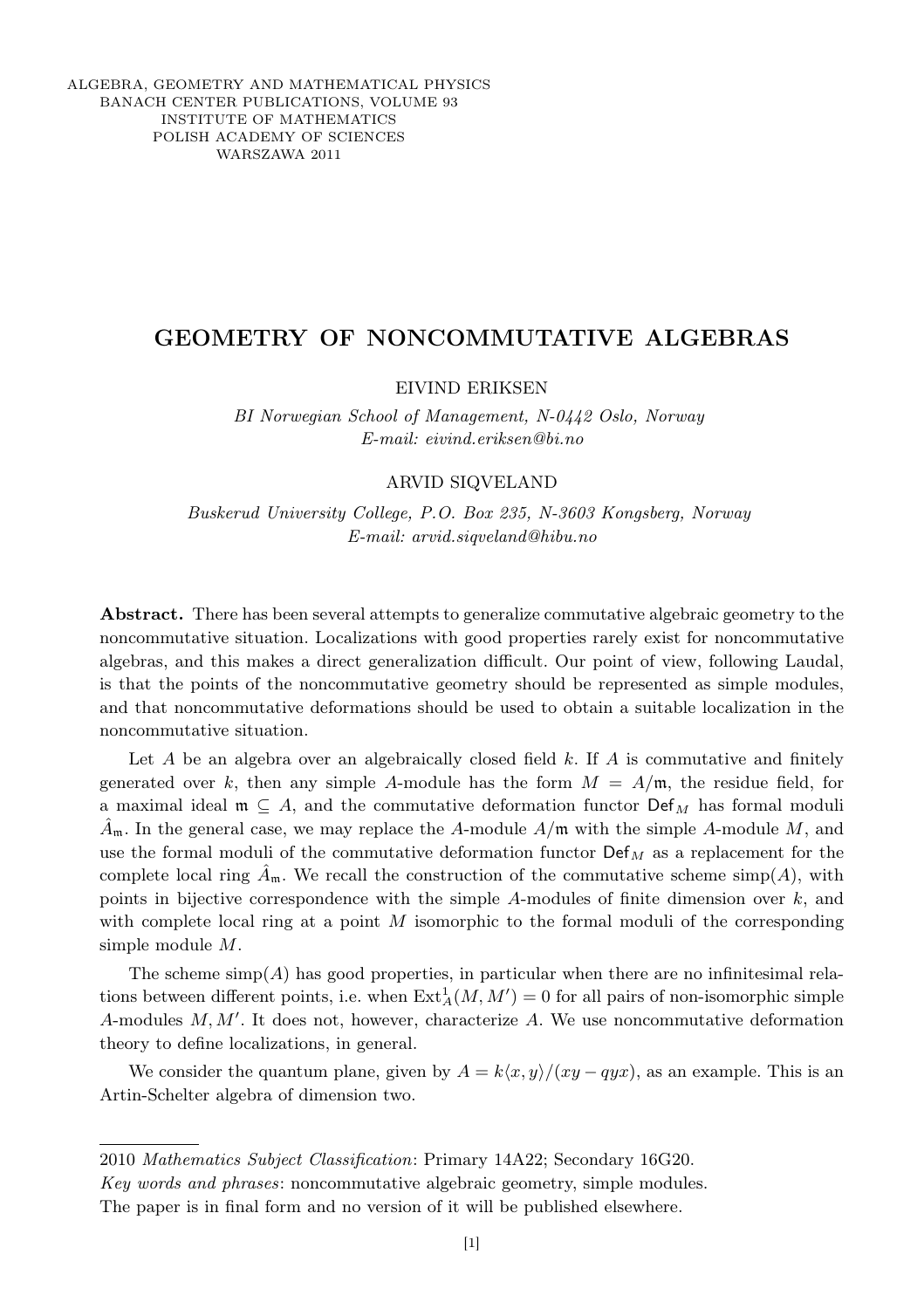ALGEBRA, GEOMETRY AND MATHEMATICAL PHYSICS
BANACH CENTER PUBLICATIONS, VOLUME 93
INSTITUTE OF MATHEMATICS
POLISH ACADEMY OF SCIENCES
WARSZAWA 2011

# GEOMETRY OF NONCOMMUTATIVE ALGEBRAS

EIVIND ERIKSEN

*BI Norwegian School of Management, N-0442 Oslo, Norway*
*E-mail: eivind.eriksen@bi.no*

ARVID SIQVELAND

*Buskerud University College, P.O. Box 235, N-3603 Kongsberg, Norway*
*E-mail: arvid.siqveland@hibu.no*

**Abstract.** There has been several attempts to generalize commutative algebraic geometry to the noncommutative situation. Localizations with good properties rarely exist for noncommutative algebras, and this makes a direct generalization difficult. Our point of view, following Laudal, is that the points of the noncommutative geometry should be represented as simple modules, and that noncommutative deformations should be used to obtain a suitable localization in the noncommutative situation.

Let $A$ be an algebra over an algebraically closed field $k$. If $A$ is commutative and finitely generated over $k$, then any simple $A$-module has the form $M = A/\mathfrak{m}$, the residue field, for a maximal ideal $\mathfrak{m} \subseteq A$, and the commutative deformation functor $\mathsf{Def}_M$ has formal moduli $\hat{A}_{\mathfrak{m}}$. In the general case, we may replace the $A$-module $A/\mathfrak{m}$ with the simple $A$-module $M$, and use the formal moduli of the commutative deformation functor $\mathsf{Def}_M$ as a replacement for the complete local ring $\hat{A}_{\mathfrak{m}}$. We recall the construction of the commutative scheme $\operatorname{simp}(A)$, with points in bijective correspondence with the simple $A$-modules of finite dimension over $k$, and with complete local ring at a point $M$ isomorphic to the formal moduli of the corresponding simple module $M$.

The scheme $\operatorname{simp}(A)$ has good properties, in particular when there are no infinitesimal relations between different points, i.e. when $\operatorname{Ext}^1_A(M, M') = 0$ for all pairs of non-isomorphic simple $A$-modules $M, M'$. It does not, however, characterize $A$. We use noncommutative deformation theory to define localizations, in general.

We consider the quantum plane, given by $A = k\langle x, y\rangle/(xy - qyx)$, as an example. This is an Artin-Schelter algebra of dimension two.

---

2010 *Mathematics Subject Classification*: Primary 14A22; Secondary 16G20.
*Key words and phrases*: noncommutative algebraic geometry, simple modules.
The paper is in final form and no version of it will be published elsewhere.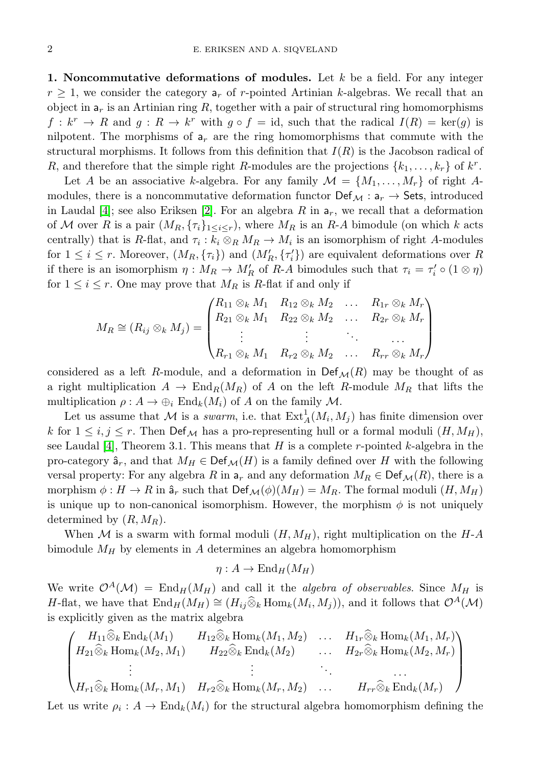**1. Noncommutative deformations of modules.** Let $k$ be a field. For any integer $r \geq 1$, we consider the category $\mathsf{a}_r$ of $r$-pointed Artinian $k$-algebras. We recall that an object in $\mathsf{a}_r$ is an Artinian ring $R$, together with a pair of structural ring homomorphisms $f : k^r \to R$ and $g : R \to k^r$ with $g \circ f = \text{id}$, such that the radical $I(R) = \ker(g)$ is nilpotent. The morphisms of $\mathsf{a}_r$ are the ring homomorphisms that commute with the structural morphisms. It follows from this definition that $I(R)$ is the Jacobson radical of $R$, and therefore that the simple right $R$-modules are the projections $\{k_1, \dots, k_r\}$ of $k^r$.

Let $A$ be an associative $k$-algebra. For any family $\mathcal{M} = \{M_1, \dots, M_r\}$ of right $A$-modules, there is a noncommutative deformation functor $\mathsf{Def}_{\mathcal{M}} : \mathsf{a}_r \to \mathsf{Sets}$, introduced in Laudal [4]; see also Eriksen [2]. For an algebra $R$ in $\mathsf{a}_r$, we recall that a deformation of $\mathcal{M}$ over $R$ is a pair $(M_R, \{\tau_i\}_{1 \leq i \leq r})$, where $M_R$ is an $R$-$A$ bimodule (on which $k$ acts centrally) that is $R$-flat, and $\tau_i : k_i \otimes_R M_R \to M_i$ is an isomorphism of right $A$-modules for $1 \leq i \leq r$. Moreover, $(M_R, \{\tau_i\})$ and $(M'_R, \{\tau'_i\})$ are equivalent deformations over $R$ if there is an isomorphism $\eta : M_R \to M'_R$ of $R$-$A$ bimodules such that $\tau_i = \tau'_i \circ (1 \otimes \eta)$ for $1 \leq i \leq r$. One may prove that $M_R$ is $R$-flat if and only if

$$M_R \cong (R_{ij} \otimes_k M_j) = \begin{pmatrix} R_{11} \otimes_k M_1 & R_{12} \otimes_k M_2 & \dots & R_{1r} \otimes_k M_r \\ R_{21} \otimes_k M_1 & R_{22} \otimes_k M_2 & \dots & R_{2r} \otimes_k M_r \\ \vdots & \vdots & \ddots & \dots \\ R_{r1} \otimes_k M_1 & R_{r2} \otimes_k M_2 & \dots & R_{rr} \otimes_k M_r \end{pmatrix}$$

considered as a left $R$-module, and a deformation in $\mathsf{Def}_{\mathcal{M}}(R)$ may be thought of as a right multiplication $A \to \text{End}_R(M_R)$ of $A$ on the left $R$-module $M_R$ that lifts the multiplication $\rho : A \to \oplus_i \text{End}_k(M_i)$ of $A$ on the family $\mathcal{M}$.

Let us assume that $\mathcal{M}$ is a *swarm*, i.e. that $\text{Ext}^1_A(M_i, M_j)$ has finite dimension over $k$ for $1 \leq i, j \leq r$. Then $\mathsf{Def}_{\mathcal{M}}$ has a pro-representing hull or a formal moduli $(H, M_H)$, see Laudal [4], Theorem 3.1. This means that $H$ is a complete $r$-pointed $k$-algebra in the pro-category $\hat{\mathsf{a}}_r$, and that $M_H \in \mathsf{Def}_{\mathcal{M}}(H)$ is a family defined over $H$ with the following versal property: For any algebra $R$ in $\mathsf{a}_r$ and any deformation $M_R \in \mathsf{Def}_{\mathcal{M}}(R)$, there is a morphism $\phi : H \to R$ in $\hat{\mathsf{a}}_r$ such that $\mathsf{Def}_{\mathcal{M}}(\phi)(M_H) = M_R$. The formal moduli $(H, M_H)$ is unique up to non-canonical isomorphism. However, the morphism $\phi$ is not uniquely determined by $(R, M_R)$.

When $\mathcal{M}$ is a swarm with formal moduli $(H, M_H)$, right multiplication on the $H$-$A$ bimodule $M_H$ by elements in $A$ determines an algebra homomorphism

$$\eta : A \to \text{End}_H(M_H)$$

We write $\mathcal{O}^A(\mathcal{M}) = \text{End}_H(M_H)$ and call it the *algebra of observables*. Since $M_H$ is $H$-flat, we have that $\text{End}_H(M_H) \cong (H_{ij} \widehat{\otimes}_k \text{Hom}_k(M_i, M_j))$, and it follows that $\mathcal{O}^A(\mathcal{M})$ is explicitly given as the matrix algebra

$$\begin{pmatrix} H_{11} \widehat{\otimes}_k \text{End}_k(M_1) & H_{12} \widehat{\otimes}_k \text{Hom}_k(M_1, M_2) & \dots & H_{1r} \widehat{\otimes}_k \text{Hom}_k(M_1, M_r) \\ H_{21} \widehat{\otimes}_k \text{Hom}_k(M_2, M_1) & H_{22} \widehat{\otimes}_k \text{End}_k(M_2) & \dots & H_{2r} \widehat{\otimes}_k \text{Hom}_k(M_2, M_r) \\ \vdots & \vdots & \ddots & \dots \\ H_{r1} \widehat{\otimes}_k \text{Hom}_k(M_r, M_1) & H_{r2} \widehat{\otimes}_k \text{Hom}_k(M_r, M_2) & \dots & H_{rr} \widehat{\otimes}_k \text{End}_k(M_r) \end{pmatrix}$$

Let us write $\rho_i : A \to \text{End}_k(M_i)$ for the structural algebra homomorphism defining the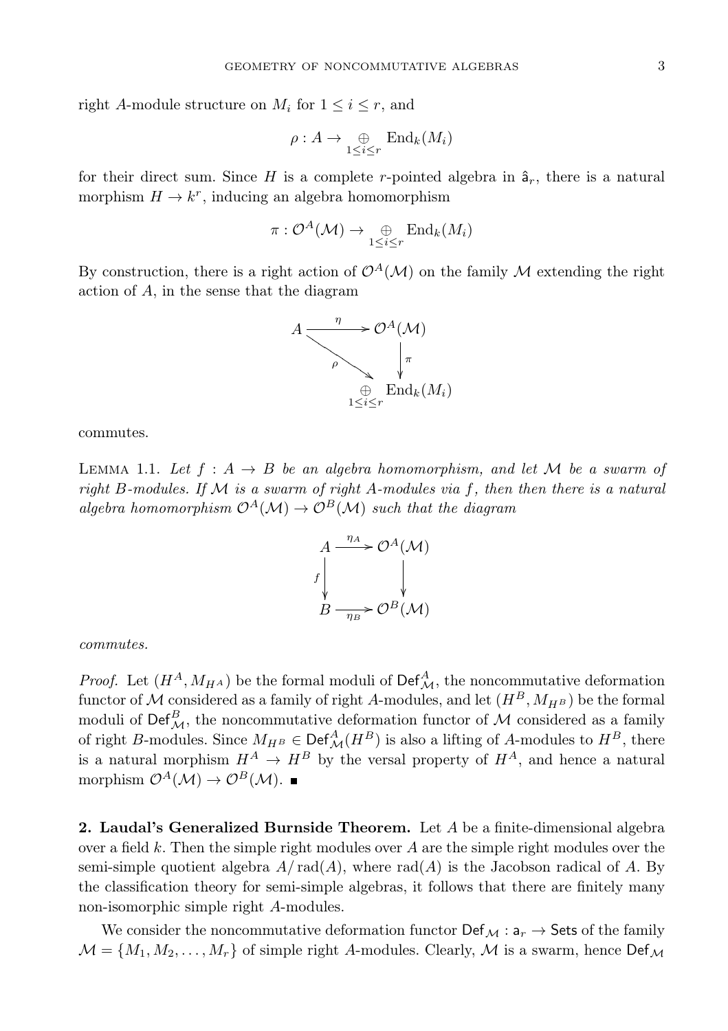right $A$-module structure on $M_i$ for $1 \leq i \leq r$, and

$$\rho : A \to \underset{1 \leq i \leq r}{\oplus} \operatorname{End}_k(M_i)$$

for their direct sum. Since $H$ is a complete $r$-pointed algebra in $\hat{\mathsf{a}}_r$, there is a natural morphism $H \to k^r$, inducing an algebra homomorphism

$$\pi : \mathcal{O}^A(\mathcal{M}) \to \underset{1 \leq i \leq r}{\oplus} \operatorname{End}_k(M_i)$$

By construction, there is a right action of $\mathcal{O}^A(\mathcal{M})$ on the family $\mathcal{M}$ extending the right action of $A$, in the sense that the diagram

$$\begin{array}{ccc} A & \xrightarrow{\eta} & \mathcal{O}^A(\mathcal{M}) \\ & \searrow^{\rho} & \downarrow \pi \\ & & \underset{1 \leq i \leq r}{\oplus} \operatorname{End}_k(M_i) \end{array}$$

commutes.

Lemma 1.1. *Let $f : A \to B$ be an algebra homomorphism, and let $\mathcal{M}$ be a swarm of right $B$-modules. If $\mathcal{M}$ is a swarm of right $A$-modules via $f$, then then there is a natural algebra homomorphism $\mathcal{O}^A(\mathcal{M}) \to \mathcal{O}^B(\mathcal{M})$ such that the diagram*

$$\begin{array}{ccc} A & \xrightarrow{\eta_A} & \mathcal{O}^A(\mathcal{M}) \\ f \downarrow & & \downarrow \\ B & \xrightarrow{\eta_B} & \mathcal{O}^B(\mathcal{M}) \end{array}$$

*commutes.*

*Proof.* Let $(H^A, M_{H^A})$ be the formal moduli of $\mathsf{Def}^A_{\mathcal{M}}$, the noncommutative deformation functor of $\mathcal{M}$ considered as a family of right $A$-modules, and let $(H^B, M_{H^B})$ be the formal moduli of $\mathsf{Def}^B_{\mathcal{M}}$, the noncommutative deformation functor of $\mathcal{M}$ considered as a family of right $B$-modules. Since $M_{H^B} \in \mathsf{Def}^A_{\mathcal{M}}(H^B)$ is also a lifting of $A$-modules to $H^B$, there is a natural morphism $H^A \to H^B$ by the versal property of $H^A$, and hence a natural morphism $\mathcal{O}^A(\mathcal{M}) \to \mathcal{O}^B(\mathcal{M})$. ∎

**2. Laudal's Generalized Burnside Theorem.** Let $A$ be a finite-dimensional algebra over a field $k$. Then the simple right modules over $A$ are the simple right modules over the semi-simple quotient algebra $A/\operatorname{rad}(A)$, where $\operatorname{rad}(A)$ is the Jacobson radical of $A$. By the classification theory for semi-simple algebras, it follows that there are finitely many non-isomorphic simple right $A$-modules.

We consider the noncommutative deformation functor $\mathsf{Def}_{\mathcal{M}} : \mathsf{a}_r \to \mathsf{Sets}$ of the family $\mathcal{M} = \{M_1, M_2, \dots, M_r\}$ of simple right $A$-modules. Clearly, $\mathcal{M}$ is a swarm, hence $\mathsf{Def}_{\mathcal{M}}$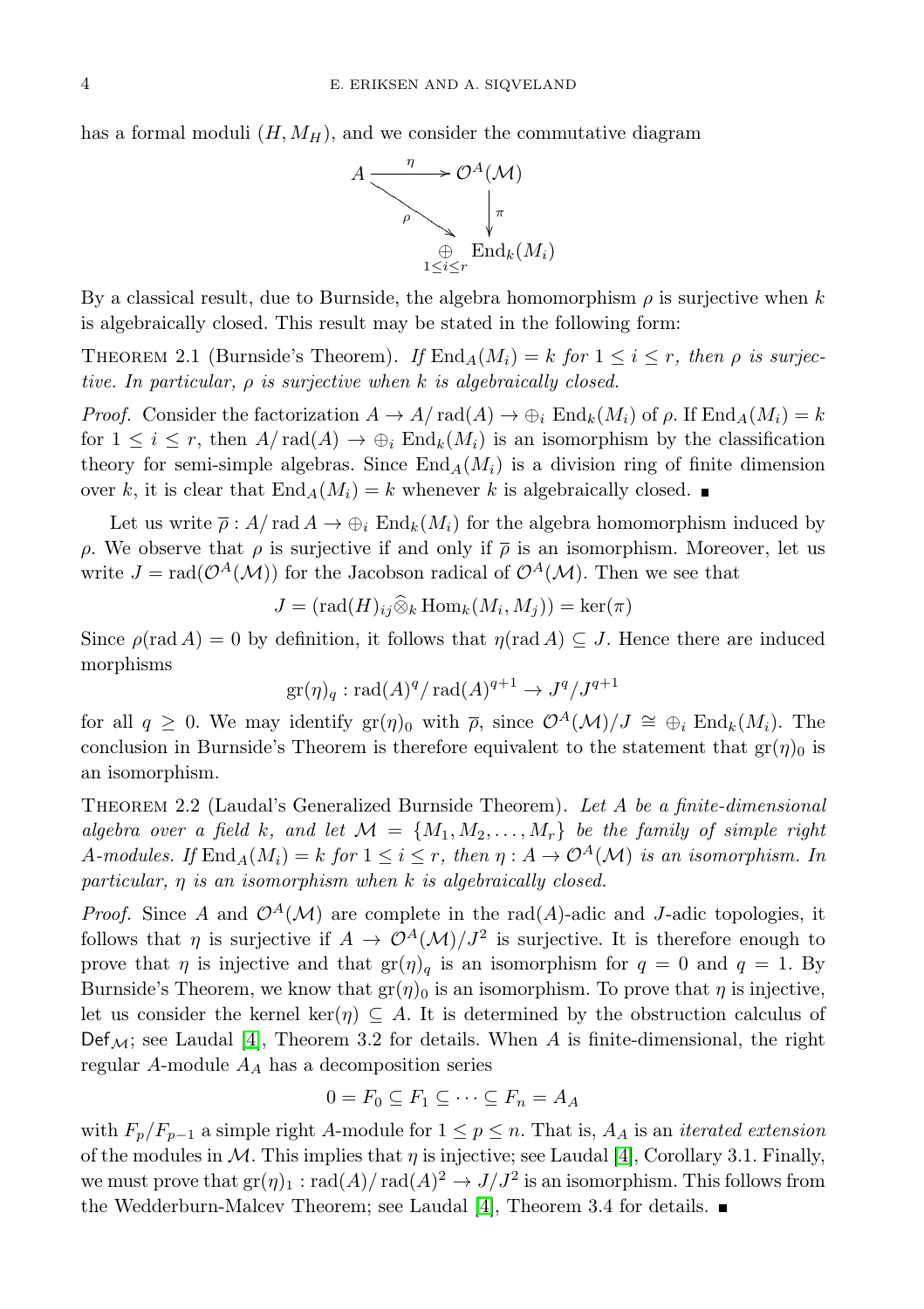has a formal moduli $(H, M_H)$, and we consider the commutative diagram

$$\begin{array}{ccc} A & \xrightarrow{\eta} & \mathcal{O}^A(\mathcal{M}) \\ & \searrow^{\rho} & \downarrow \pi \\ & & \underset{1 \leq i \leq r}{\oplus} \operatorname{End}_k(M_i) \end{array}$$

By a classical result, due to Burnside, the algebra homomorphism $\rho$ is surjective when $k$ is algebraically closed. This result may be stated in the following form:

**Theorem 2.1** (Burnside's Theorem). *If $\operatorname{End}_A(M_i) = k$ for $1 \leq i \leq r$, then $\rho$ is surjective. In particular, $\rho$ is surjective when $k$ is algebraically closed.*

*Proof.* Consider the factorization $A \to A/\operatorname{rad}(A) \to \oplus_i \operatorname{End}_k(M_i)$ of $\rho$. If $\operatorname{End}_A(M_i) = k$ for $1 \leq i \leq r$, then $A/\operatorname{rad}(A) \to \oplus_i \operatorname{End}_k(M_i)$ is an isomorphism by the classification theory for semi-simple algebras. Since $\operatorname{End}_A(M_i)$ is a division ring of finite dimension over $k$, it is clear that $\operatorname{End}_A(M_i) = k$ whenever $k$ is algebraically closed. ∎

Let us write $\overline{\rho} : A/\operatorname{rad} A \to \oplus_i \operatorname{End}_k(M_i)$ for the algebra homomorphism induced by $\rho$. We observe that $\rho$ is surjective if and only if $\overline{\rho}$ is an isomorphism. Moreover, let us write $J = \operatorname{rad}(\mathcal{O}^A(\mathcal{M}))$ for the Jacobson radical of $\mathcal{O}^A(\mathcal{M})$. Then we see that

$$J = (\operatorname{rad}(H)_{ij} \widehat{\otimes}_k \operatorname{Hom}_k(M_i, M_j)) = \ker(\pi)$$

Since $\rho(\operatorname{rad} A) = 0$ by definition, it follows that $\eta(\operatorname{rad} A) \subseteq J$. Hence there are induced morphisms

$$\operatorname{gr}(\eta)_q : \operatorname{rad}(A)^q / \operatorname{rad}(A)^{q+1} \to J^q / J^{q+1}$$

for all $q \geq 0$. We may identify $\operatorname{gr}(\eta)_0$ with $\overline{\rho}$, since $\mathcal{O}^A(\mathcal{M})/J \cong \oplus_i \operatorname{End}_k(M_i)$. The conclusion in Burnside's Theorem is therefore equivalent to the statement that $\operatorname{gr}(\eta)_0$ is an isomorphism.

**Theorem 2.2** (Laudal's Generalized Burnside Theorem). *Let $A$ be a finite-dimensional algebra over a field $k$, and let $\mathcal{M} = \{M_1, M_2, \dots, M_r\}$ be the family of simple right $A$-modules. If $\operatorname{End}_A(M_i) = k$ for $1 \leq i \leq r$, then $\eta : A \to \mathcal{O}^A(\mathcal{M})$ is an isomorphism. In particular, $\eta$ is an isomorphism when $k$ is algebraically closed.*

*Proof.* Since $A$ and $\mathcal{O}^A(\mathcal{M})$ are complete in the $\operatorname{rad}(A)$-adic and $J$-adic topologies, it follows that $\eta$ is surjective if $A \to \mathcal{O}^A(\mathcal{M})/J^2$ is surjective. It is therefore enough to prove that $\eta$ is injective and that $\operatorname{gr}(\eta)_q$ is an isomorphism for $q = 0$ and $q = 1$. By Burnside's Theorem, we know that $\operatorname{gr}(\eta)_0$ is an isomorphism. To prove that $\eta$ is injective, let us consider the kernel $\ker(\eta) \subseteq A$. It is determined by the obstruction calculus of $\mathsf{Def}_{\mathcal{M}}$; see Laudal [4], Theorem 3.2 for details. When $A$ is finite-dimensional, the right regular $A$-module $A_A$ has a decomposition series

$$0 = F_0 \subseteq F_1 \subseteq \cdots \subseteq F_n = A_A$$

with $F_p/F_{p-1}$ a simple right $A$-module for $1 \leq p \leq n$. That is, $A_A$ is an *iterated extension* of the modules in $\mathcal{M}$. This implies that $\eta$ is injective; see Laudal [4], Corollary 3.1. Finally, we must prove that $\operatorname{gr}(\eta)_1 : \operatorname{rad}(A)/\operatorname{rad}(A)^2 \to J/J^2$ is an isomorphism. This follows from the Wedderburn-Malcev Theorem; see Laudal [4], Theorem 3.4 for details. ∎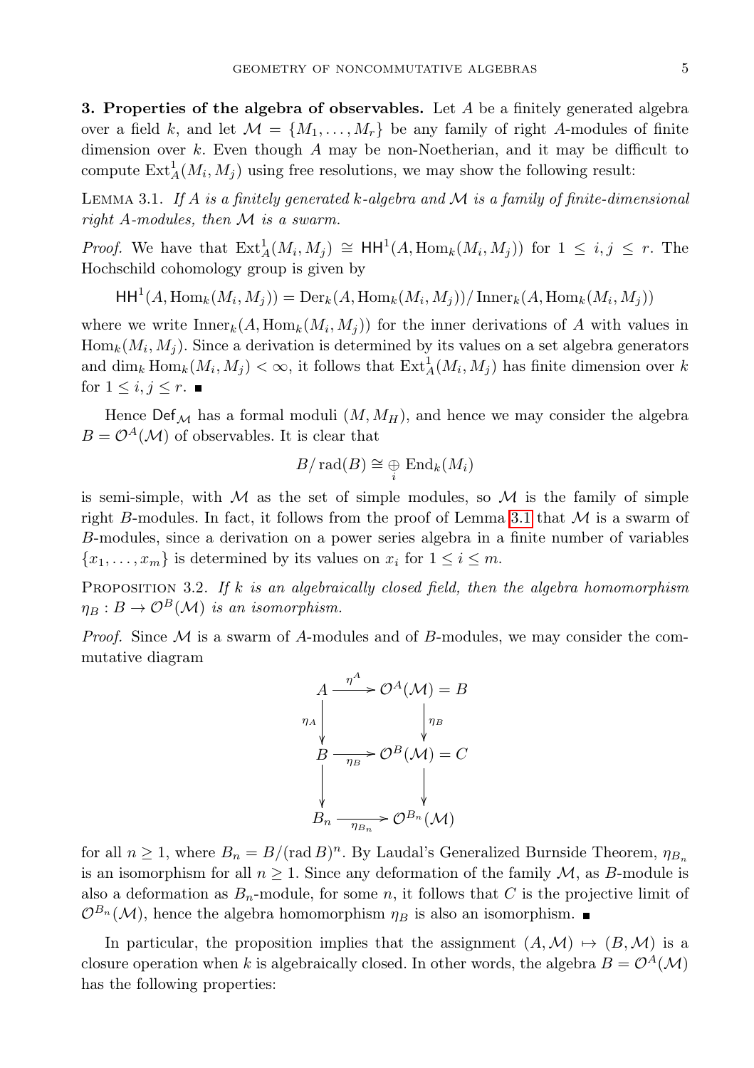**3. Properties of the algebra of observables.** Let $A$ be a finitely generated algebra over a field $k$, and let $\mathcal{M} = \{M_1, \dots, M_r\}$ be any family of right $A$-modules of finite dimension over $k$. Even though $A$ may be non-Noetherian, and it may be difficult to compute $\operatorname{Ext}^1_A(M_i, M_j)$ using free resolutions, we may show the following result:

Lemma 3.1. *If $A$ is a finitely generated $k$-algebra and $\mathcal{M}$ is a family of finite-dimensional right $A$-modules, then $\mathcal{M}$ is a swarm.*

*Proof.* We have that $\operatorname{Ext}^1_A(M_i, M_j) \cong \mathsf{HH}^1(A, \operatorname{Hom}_k(M_i, M_j))$ for $1 \leq i, j \leq r$. The Hochschild cohomology group is given by

$$\mathsf{HH}^1(A, \operatorname{Hom}_k(M_i, M_j)) = \operatorname{Der}_k(A, \operatorname{Hom}_k(M_i, M_j)) / \operatorname{Inner}_k(A, \operatorname{Hom}_k(M_i, M_j))$$

where we write $\operatorname{Inner}_k(A, \operatorname{Hom}_k(M_i, M_j))$ for the inner derivations of $A$ with values in $\operatorname{Hom}_k(M_i, M_j)$. Since a derivation is determined by its values on a set algebra generators and $\dim_k \operatorname{Hom}_k(M_i, M_j) < \infty$, it follows that $\operatorname{Ext}^1_A(M_i, M_j)$ has finite dimension over $k$ for $1 \leq i, j \leq r$. ∎

Hence $\mathsf{Def}_{\mathcal{M}}$ has a formal moduli $(M, M_H)$, and hence we may consider the algebra $B = \mathcal{O}^A(\mathcal{M})$ of observables. It is clear that

$$B / \operatorname{rad}(B) \cong \bigoplus_i \operatorname{End}_k(M_i)$$

is semi-simple, with $\mathcal{M}$ as the set of simple modules, so $\mathcal{M}$ is the family of simple right $B$-modules. In fact, it follows from the proof of Lemma 3.1 that $\mathcal{M}$ is a swarm of $B$-modules, since a derivation on a power series algebra in a finite number of variables $\{x_1, \dots, x_m\}$ is determined by its values on $x_i$ for $1 \leq i \leq m$.

Proposition 3.2. *If $k$ is an algebraically closed field, then the algebra homomorphism $\eta_B : B \to \mathcal{O}^B(\mathcal{M})$ is an isomorphism.*

*Proof.* Since $\mathcal{M}$ is a swarm of $A$-modules and of $B$-modules, we may consider the commutative diagram

$$\begin{array}{ccc}
A & \xrightarrow{\eta^A} & \mathcal{O}^A(\mathcal{M}) = B \\
\downarrow{\scriptstyle \eta_A} & & \downarrow{\scriptstyle \eta_B} \\
B & \xrightarrow[\eta_B]{} & \mathcal{O}^B(\mathcal{M}) = C \\
\downarrow & & \downarrow \\
B_n & \xrightarrow[\eta_{B_n}]{} & \mathcal{O}^{B_n}(\mathcal{M})
\end{array}$$

for all $n \geq 1$, where $B_n = B / (\operatorname{rad} B)^n$. By Laudal's Generalized Burnside Theorem, $\eta_{B_n}$ is an isomorphism for all $n \geq 1$. Since any deformation of the family $\mathcal{M}$, as $B$-module is also a deformation as $B_n$-module, for some $n$, it follows that $C$ is the projective limit of $\mathcal{O}^{B_n}(\mathcal{M})$, hence the algebra homomorphism $\eta_B$ is also an isomorphism. ∎

In particular, the proposition implies that the assignment $(A, \mathcal{M}) \mapsto (B, \mathcal{M})$ is a closure operation when $k$ is algebraically closed. In other words, the algebra $B = \mathcal{O}^A(\mathcal{M})$ has the following properties: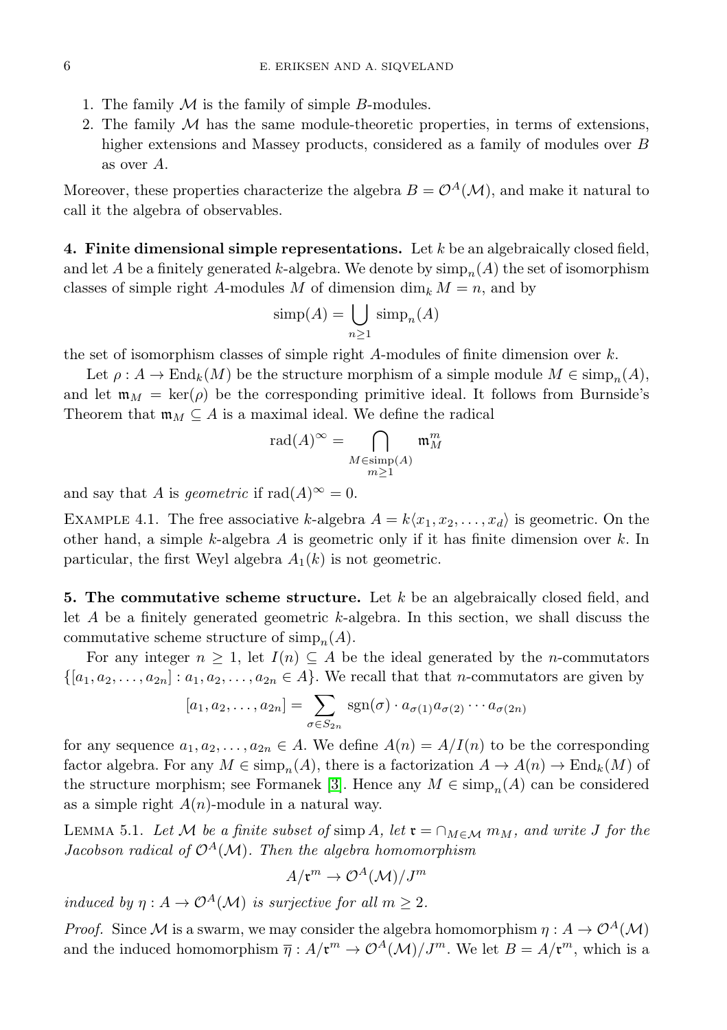1. The family $\mathcal{M}$ is the family of simple $B$-modules.
2. The family $\mathcal{M}$ has the same module-theoretic properties, in terms of extensions, higher extensions and Massey products, considered as a family of modules over $B$ as over $A$.

Moreover, these properties characterize the algebra $B = \mathcal{O}^A(\mathcal{M})$, and make it natural to call it the algebra of observables.

**4. Finite dimensional simple representations.** Let $k$ be an algebraically closed field, and let $A$ be a finitely generated $k$-algebra. We denote by $\mathrm{simp}_n(A)$ the set of isomorphism classes of simple right $A$-modules $M$ of dimension $\dim_k M = n$, and by

$$\mathrm{simp}(A) = \bigcup_{n \geq 1} \mathrm{simp}_n(A)$$

the set of isomorphism classes of simple right $A$-modules of finite dimension over $k$.

Let $\rho : A \to \mathrm{End}_k(M)$ be the structure morphism of a simple module $M \in \mathrm{simp}_n(A)$, and let $\mathfrak{m}_M = \ker(\rho)$ be the corresponding primitive ideal. It follows from Burnside's Theorem that $\mathfrak{m}_M \subseteq A$ is a maximal ideal. We define the radical

$$\mathrm{rad}(A)^\infty = \bigcap_{\substack{M \in \mathrm{simp}(A) \\ m \geq 1}} \mathfrak{m}_M^m$$

and say that $A$ is *geometric* if $\mathrm{rad}(A)^\infty = 0$.

EXAMPLE 4.1. The free associative $k$-algebra $A = k\langle x_1, x_2, \dots, x_d \rangle$ is geometric. On the other hand, a simple $k$-algebra $A$ is geometric only if it has finite dimension over $k$. In particular, the first Weyl algebra $A_1(k)$ is not geometric.

**5. The commutative scheme structure.** Let $k$ be an algebraically closed field, and let $A$ be a finitely generated geometric $k$-algebra. In this section, we shall discuss the commutative scheme structure of $\mathrm{simp}_n(A)$.

For any integer $n \geq 1$, let $I(n) \subseteq A$ be the ideal generated by the $n$-commutators $\{[a_1, a_2, \dots, a_{2n}] : a_1, a_2, \dots, a_{2n} \in A\}$. We recall that that $n$-commutators are given by

$$[a_1, a_2, \dots, a_{2n}] = \sum_{\sigma \in S_{2n}} \mathrm{sgn}(\sigma) \cdot a_{\sigma(1)} a_{\sigma(2)} \cdots a_{\sigma(2n)}$$

for any sequence $a_1, a_2, \dots, a_{2n} \in A$. We define $A(n) = A/I(n)$ to be the corresponding factor algebra. For any $M \in \mathrm{simp}_n(A)$, there is a factorization $A \to A(n) \to \mathrm{End}_k(M)$ of the structure morphism; see Formanek [3]. Hence any $M \in \mathrm{simp}_n(A)$ can be considered as a simple right $A(n)$-module in a natural way.

LEMMA 5.1. *Let $\mathcal{M}$ be a finite subset of $\mathrm{simp}\, A$, let $\mathfrak{r} = \cap_{M \in \mathcal{M}} m_M$, and write $J$ for the Jacobson radical of $\mathcal{O}^A(\mathcal{M})$. Then the algebra homomorphism*

$$A/\mathfrak{r}^m \to \mathcal{O}^A(\mathcal{M})/J^m$$

*induced by $\eta : A \to \mathcal{O}^A(\mathcal{M})$ is surjective for all $m \geq 2$.*

*Proof.* Since $\mathcal{M}$ is a swarm, we may consider the algebra homomorphism $\eta : A \to \mathcal{O}^A(\mathcal{M})$ and the induced homomorphism $\overline{\eta} : A/\mathfrak{r}^m \to \mathcal{O}^A(\mathcal{M})/J^m$. We let $B = A/\mathfrak{r}^m$, which is a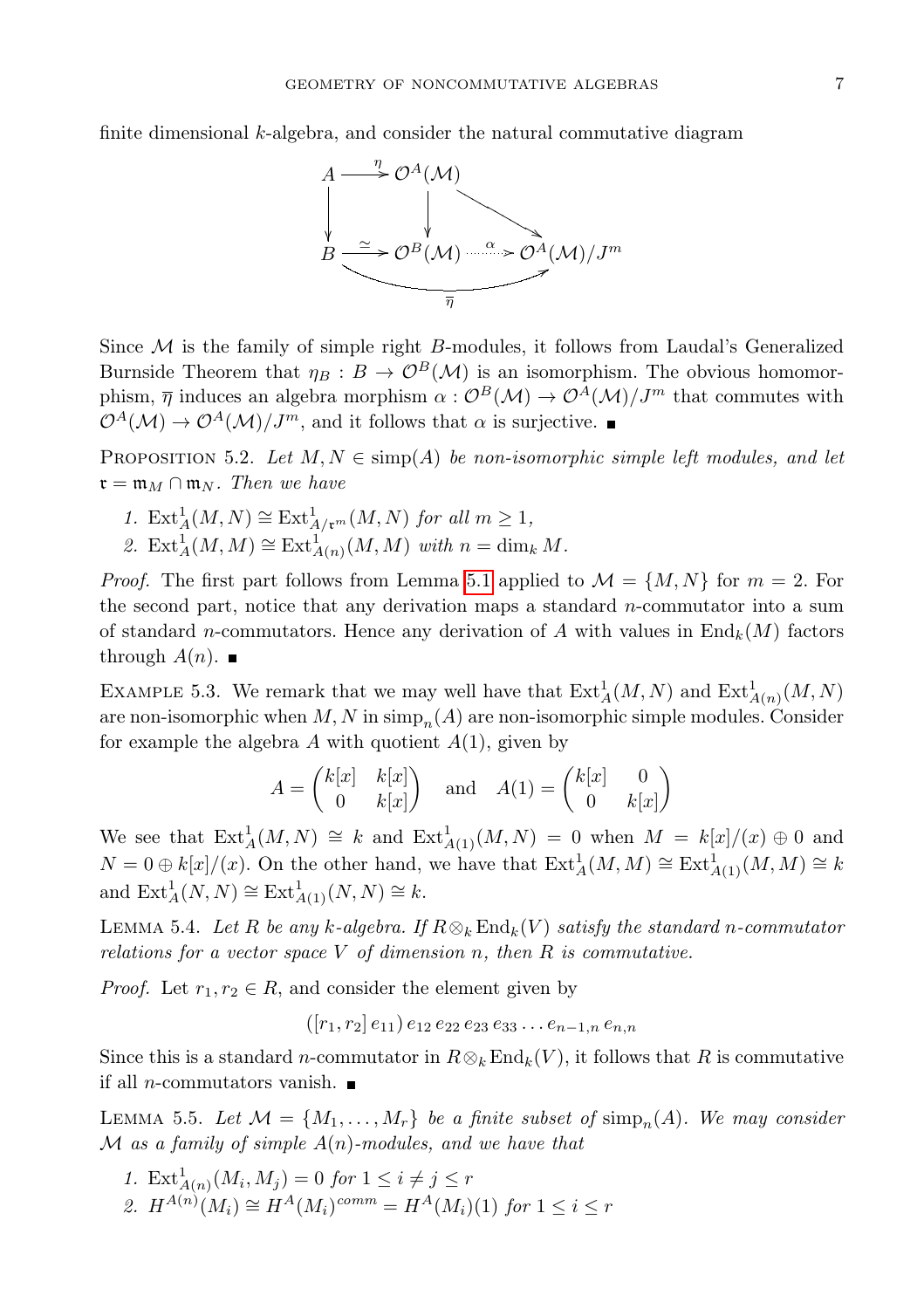finite dimensional $k$-algebra, and consider the natural commutative diagram

$$\begin{array}{ccccc} A & \xrightarrow{\eta} & \mathcal{O}^A(\mathcal{M}) & & \\ \downarrow & & \downarrow & \searrow & \\ B & \xrightarrow{\simeq} & \mathcal{O}^B(\mathcal{M}) & \overset{\alpha}{\dashrightarrow} & \mathcal{O}^A(\mathcal{M})/J^m \end{array}$$

with $\overline{\eta} : B \to \mathcal{O}^A(\mathcal{M})/J^m$ the composite arrow.

Since $\mathcal{M}$ is the family of simple right $B$-modules, it follows from Laudal's Generalized Burnside Theorem that $\eta_B : B \to \mathcal{O}^B(\mathcal{M})$ is an isomorphism. The obvious homomorphism, $\overline{\eta}$ induces an algebra morphism $\alpha : \mathcal{O}^B(\mathcal{M}) \to \mathcal{O}^A(\mathcal{M})/J^m$ that commutes with $\mathcal{O}^A(\mathcal{M}) \to \mathcal{O}^A(\mathcal{M})/J^m$, and it follows that $\alpha$ is surjective. ∎

PROPOSITION 5.2. *Let $M, N \in \operatorname{simp}(A)$ be non-isomorphic simple left modules, and let $\mathfrak{r} = \mathfrak{m}_M \cap \mathfrak{m}_N$. Then we have*

1. $\operatorname{Ext}^1_A(M, N) \cong \operatorname{Ext}^1_{A/\mathfrak{r}^m}(M, N)$ *for all $m \geq 1$,*
2. $\operatorname{Ext}^1_A(M, M) \cong \operatorname{Ext}^1_{A(n)}(M, M)$ *with $n = \dim_k M$.*

*Proof.* The first part follows from Lemma 5.1 applied to $\mathcal{M} = \{M, N\}$ for $m = 2$. For the second part, notice that any derivation maps a standard $n$-commutator into a sum of standard $n$-commutators. Hence any derivation of $A$ with values in $\operatorname{End}_k(M)$ factors through $A(n)$. ∎

EXAMPLE 5.3. We remark that we may well have that $\operatorname{Ext}^1_A(M, N)$ and $\operatorname{Ext}^1_{A(n)}(M, N)$ are non-isomorphic when $M, N$ in $\operatorname{simp}_n(A)$ are non-isomorphic simple modules. Consider for example the algebra $A$ with quotient $A(1)$, given by

$$A = \begin{pmatrix} k[x] & k[x] \\ 0 & k[x] \end{pmatrix} \quad \text{and} \quad A(1) = \begin{pmatrix} k[x] & 0 \\ 0 & k[x] \end{pmatrix}$$

We see that $\operatorname{Ext}^1_A(M, N) \cong k$ and $\operatorname{Ext}^1_{A(1)}(M, N) = 0$ when $M = k[x]/(x) \oplus 0$ and $N = 0 \oplus k[x]/(x)$. On the other hand, we have that $\operatorname{Ext}^1_A(M, M) \cong \operatorname{Ext}^1_{A(1)}(M, M) \cong k$ and $\operatorname{Ext}^1_A(N, N) \cong \operatorname{Ext}^1_{A(1)}(N, N) \cong k$.

LEMMA 5.4. *Let $R$ be any $k$-algebra. If $R \otimes_k \operatorname{End}_k(V)$ satisfy the standard $n$-commutator relations for a vector space $V$ of dimension $n$, then $R$ is commutative.*

*Proof.* Let $r_1, r_2 \in R$, and consider the element given by

$$([r_1, r_2]\, e_{11})\, e_{12}\, e_{22}\, e_{23}\, e_{33} \dots e_{n-1,n}\, e_{n,n}$$

Since this is a standard $n$-commutator in $R \otimes_k \operatorname{End}_k(V)$, it follows that $R$ is commutative if all $n$-commutators vanish. ∎

LEMMA 5.5. *Let $\mathcal{M} = \{M_1, \dots, M_r\}$ be a finite subset of $\operatorname{simp}_n(A)$. We may consider $\mathcal{M}$ as a family of simple $A(n)$-modules, and we have that*

1. $\operatorname{Ext}^1_{A(n)}(M_i, M_j) = 0$ *for $1 \leq i \neq j \leq r$*
2. $H^{A(n)}(M_i) \cong H^A(M_i)^{comm} = H^A(M_i)(1)$ *for $1 \leq i \leq r$*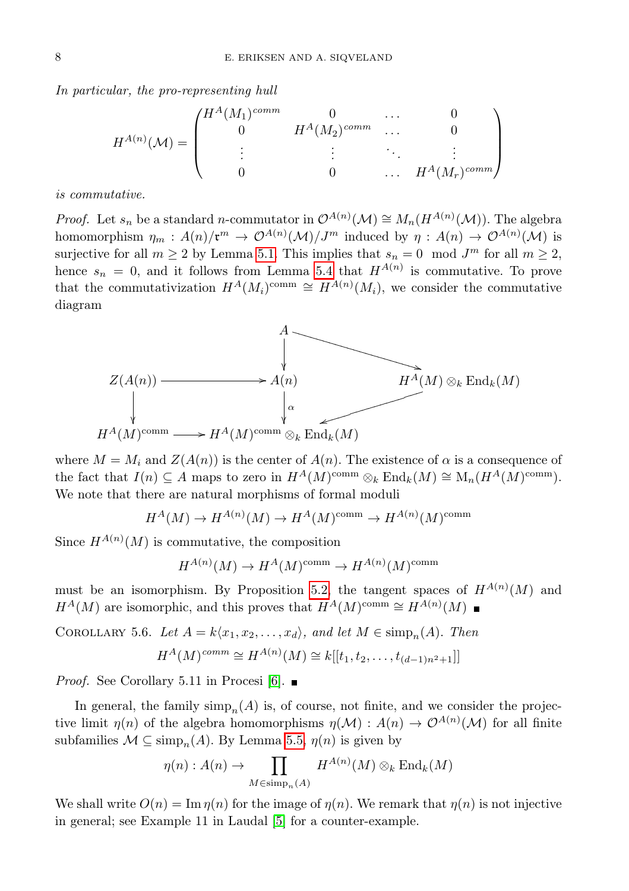*In particular, the pro-representing hull*

$$H^{A(n)}(\mathcal{M}) = \begin{pmatrix} H^A(M_1)^{comm} & 0 & \dots & 0 \\ 0 & H^A(M_2)^{comm} & \dots & 0 \\ \vdots & \vdots & \ddots & \vdots \\ 0 & 0 & \dots & H^A(M_r)^{comm} \end{pmatrix}$$

*is commutative.*

*Proof.* Let $s_n$ be a standard $n$-commutator in $\mathcal{O}^{A(n)}(\mathcal{M}) \cong M_n(H^{A(n)}(\mathcal{M}))$. The algebra homomorphism $\eta_m : A(n)/\mathfrak{r}^m \to \mathcal{O}^{A(n)}(\mathcal{M})/J^m$ induced by $\eta : A(n) \to \mathcal{O}^{A(n)}(\mathcal{M})$ is surjective for all $m \geq 2$ by Lemma 5.1. This implies that $s_n = 0 \mod J^m$ for all $m \geq 2$, hence $s_n = 0$, and it follows from Lemma 5.4 that $H^{A(n)}$ is commutative. To prove that the commutativization $H^A(M_i)^{\mathrm{comm}} \cong H^{A(n)}(M_i)$, we consider the commutative diagram

$$\begin{array}{ccccc}
 & & A & \longrightarrow & H^A(M) \otimes_k \mathrm{End}_k(M) \\
 & & \downarrow & & \\
Z(A(n)) & \longrightarrow & A(n) & & \\
\downarrow & & \downarrow \alpha & & \\
H^A(M)^{\mathrm{comm}} & \longrightarrow & H^A(M)^{\mathrm{comm}} \otimes_k \mathrm{End}_k(M) & \longleftarrow & H^A(M) \otimes_k \mathrm{End}_k(M)
\end{array}$$

where $M = M_i$ and $Z(A(n))$ is the center of $A(n)$. The existence of $\alpha$ is a consequence of the fact that $I(n) \subseteq A$ maps to zero in $H^A(M)^{\mathrm{comm}} \otimes_k \mathrm{End}_k(M) \cong \mathrm{M}_n(H^A(M)^{\mathrm{comm}})$. We note that there are natural morphisms of formal moduli

$$H^A(M) \to H^{A(n)}(M) \to H^A(M)^{\mathrm{comm}} \to H^{A(n)}(M)^{\mathrm{comm}}$$

Since $H^{A(n)}(M)$ is commutative, the composition

$$H^{A(n)}(M) \to H^A(M)^{\mathrm{comm}} \to H^{A(n)}(M)^{\mathrm{comm}}$$

must be an isomorphism. By Proposition 5.2, the tangent spaces of $H^{A(n)}(M)$ and $H^A(M)$ are isomorphic, and this proves that $H^A(M)^{\mathrm{comm}} \cong H^{A(n)}(M)$ ∎

Corollary 5.6. *Let $A = k\langle x_1, x_2, \dots, x_d\rangle$, and let $M \in \mathrm{simp}_n(A)$. Then*

$$H^A(M)^{comm} \cong H^{A(n)}(M) \cong k[[t_1, t_2, \dots, t_{(d-1)n^2+1}]]$$

*Proof.* See Corollary 5.11 in Procesi [6]. ∎

In general, the family $\mathrm{simp}_n(A)$ is, of course, not finite, and we consider the projective limit $\eta(n)$ of the algebra homomorphisms $\eta(\mathcal{M}) : A(n) \to \mathcal{O}^{A(n)}(\mathcal{M})$ for all finite subfamilies $\mathcal{M} \subseteq \mathrm{simp}_n(A)$. By Lemma 5.5, $\eta(n)$ is given by

$$\eta(n) : A(n) \to \prod_{M \in \mathrm{simp}_n(A)} H^{A(n)}(M) \otimes_k \mathrm{End}_k(M)$$

We shall write $O(n) = \mathrm{Im}\, \eta(n)$ for the image of $\eta(n)$. We remark that $\eta(n)$ is not injective in general; see Example 11 in Laudal [5] for a counter-example.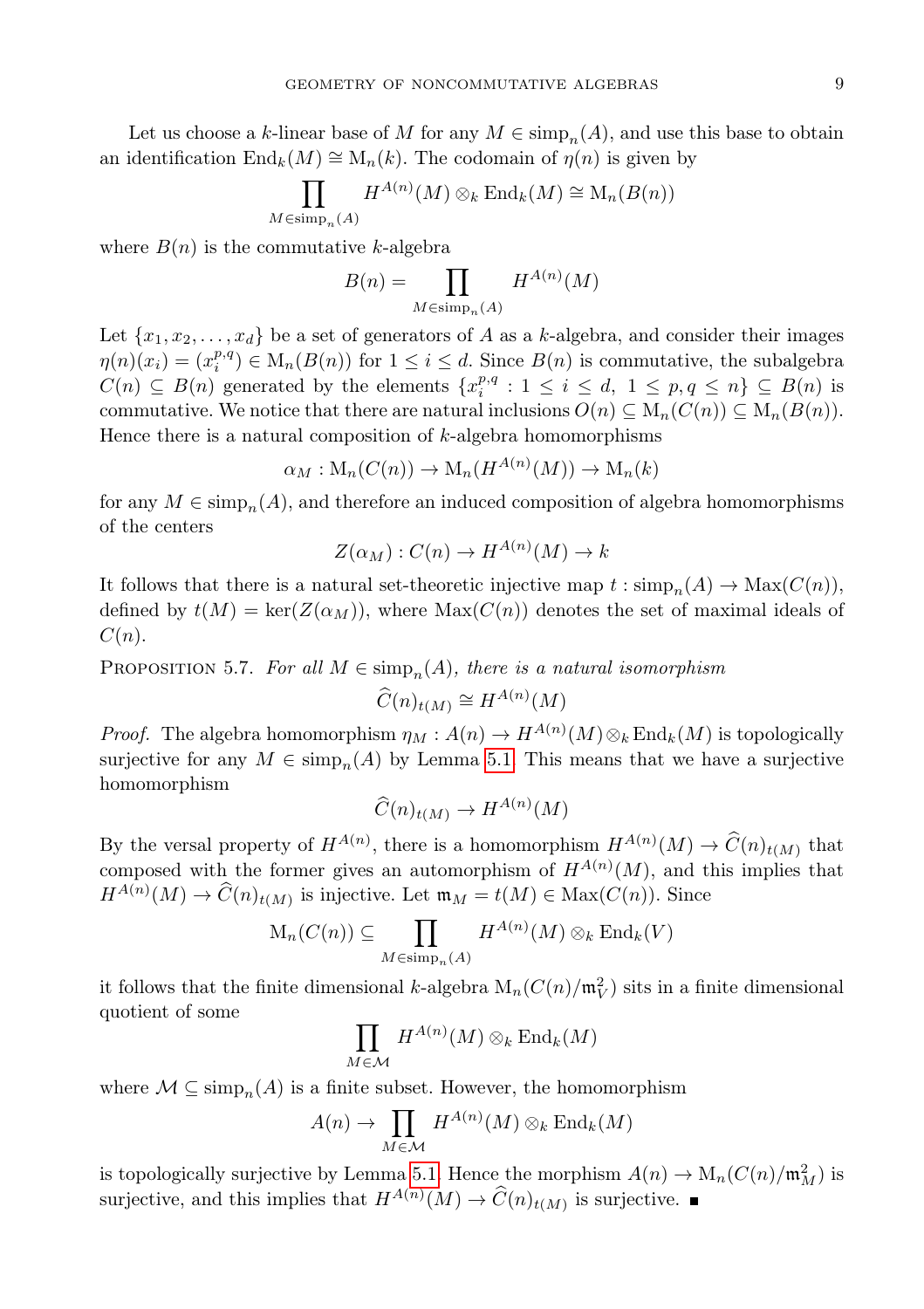Let us choose a $k$-linear base of $M$ for any $M \in \operatorname{simp}_n(A)$, and use this base to obtain an identification $\operatorname{End}_k(M) \cong \mathrm{M}_n(k)$. The codomain of $\eta(n)$ is given by

$$\prod_{M \in \operatorname{simp}_n(A)} H^{A(n)}(M) \otimes_k \operatorname{End}_k(M) \cong \mathrm{M}_n(B(n))$$

where $B(n)$ is the commutative $k$-algebra

$$B(n) = \prod_{M \in \operatorname{simp}_n(A)} H^{A(n)}(M)$$

Let $\{x_1, x_2, \dots, x_d\}$ be a set of generators of $A$ as a $k$-algebra, and consider their images $\eta(n)(x_i) = (x_i^{p,q}) \in \mathrm{M}_n(B(n))$ for $1 \leq i \leq d$. Since $B(n)$ is commutative, the subalgebra $C(n) \subseteq B(n)$ generated by the elements $\{x_i^{p,q} : 1 \leq i \leq d,\ 1 \leq p, q \leq n\} \subseteq B(n)$ is commutative. We notice that there are natural inclusions $O(n) \subseteq \mathrm{M}_n(C(n)) \subseteq \mathrm{M}_n(B(n))$. Hence there is a natural composition of $k$-algebra homomorphisms

$$\alpha_M : \mathrm{M}_n(C(n)) \to \mathrm{M}_n(H^{A(n)}(M)) \to \mathrm{M}_n(k)$$

for any $M \in \operatorname{simp}_n(A)$, and therefore an induced composition of algebra homomorphisms of the centers

$$Z(\alpha_M) : C(n) \to H^{A(n)}(M) \to k$$

It follows that there is a natural set-theoretic injective map $t : \operatorname{simp}_n(A) \to \operatorname{Max}(C(n))$, defined by $t(M) = \ker(Z(\alpha_M))$, where $\operatorname{Max}(C(n))$ denotes the set of maximal ideals of $C(n)$.

**Proposition 5.7.** *For all $M \in \operatorname{simp}_n(A)$, there is a natural isomorphism*

$$\widehat{C}(n)_{t(M)} \cong H^{A(n)}(M)$$

*Proof.* The algebra homomorphism $\eta_M : A(n) \to H^{A(n)}(M) \otimes_k \operatorname{End}_k(M)$ is topologically surjective for any $M \in \operatorname{simp}_n(A)$ by Lemma 5.1. This means that we have a surjective homomorphism

$$\widehat{C}(n)_{t(M)} \to H^{A(n)}(M)$$

By the versal property of $H^{A(n)}$, there is a homomorphism $H^{A(n)}(M) \to \widehat{C}(n)_{t(M)}$ that composed with the former gives an automorphism of $H^{A(n)}(M)$, and this implies that $H^{A(n)}(M) \to \widehat{C}(n)_{t(M)}$ is injective. Let $\mathfrak{m}_M = t(M) \in \operatorname{Max}(C(n))$. Since

$$\mathrm{M}_n(C(n)) \subseteq \prod_{M \in \operatorname{simp}_n(A)} H^{A(n)}(M) \otimes_k \operatorname{End}_k(V)$$

it follows that the finite dimensional $k$-algebra $\mathrm{M}_n(C(n)/\mathfrak{m}_V^2)$ sits in a finite dimensional quotient of some

$$\prod_{M \in \mathcal{M}} H^{A(n)}(M) \otimes_k \operatorname{End}_k(M)$$

where $\mathcal{M} \subseteq \operatorname{simp}_n(A)$ is a finite subset. However, the homomorphism

$$A(n) \to \prod_{M \in \mathcal{M}} H^{A(n)}(M) \otimes_k \operatorname{End}_k(M)$$

is topologically surjective by Lemma 5.1. Hence the morphism $A(n) \to \mathrm{M}_n(C(n)/\mathfrak{m}_M^2)$ is surjective, and this implies that $H^{A(n)}(M) \to \widehat{C}(n)_{t(M)}$ is surjective. ∎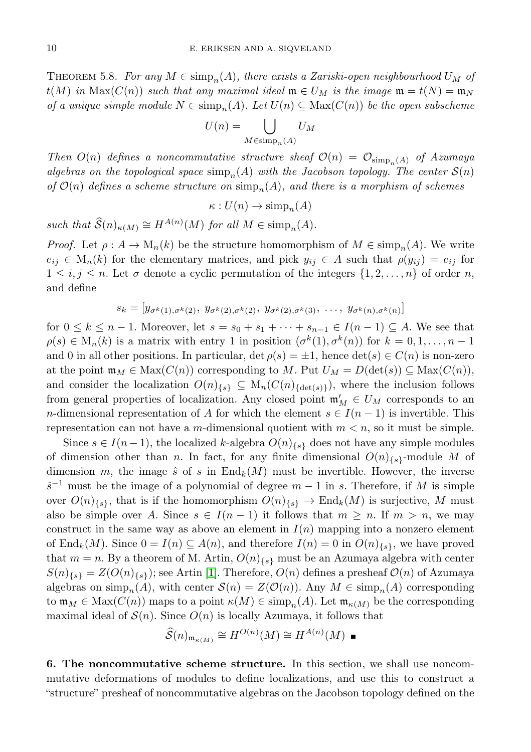THEOREM 5.8. *For any $M \in \operatorname{simp}_n(A)$, there exists a Zariski-open neighbourhood $U_M$ of $t(M)$ in $\operatorname{Max}(C(n))$ such that any maximal ideal $\mathfrak{m} \in U_M$ is the image $\mathfrak{m} = t(N) = \mathfrak{m}_N$ of a unique simple module $N \in \operatorname{simp}_n(A)$. Let $U(n) \subseteq \operatorname{Max}(C(n))$ be the open subscheme*

$$U(n) = \bigcup_{M \in \operatorname{simp}_n(A)} U_M$$

*Then $O(n)$ defines a noncommutative structure sheaf $\mathcal{O}(n) = \mathcal{O}_{\operatorname{simp}_n(A)}$ of Azumaya algebras on the topological space $\operatorname{simp}_n(A)$ with the Jacobson topology. The center $\mathcal{S}(n)$ of $\mathcal{O}(n)$ defines a scheme structure on $\operatorname{simp}_n(A)$, and there is a morphism of schemes*

$$\kappa : U(n) \to \operatorname{simp}_n(A)$$

*such that $\widehat{\mathcal{S}}(n)_{\kappa(M)} \cong H^{A(n)}(M)$ for all $M \in \operatorname{simp}_n(A)$.*

*Proof.* Let $\rho : A \to \mathrm{M}_n(k)$ be the structure homomorphism of $M \in \operatorname{simp}_n(A)$. We write $e_{ij} \in \mathrm{M}_n(k)$ for the elementary matrices, and pick $y_{ij} \in A$ such that $\rho(y_{ij}) = e_{ij}$ for $1 \leq i, j \leq n$. Let $\sigma$ denote a cyclic permutation of the integers $\{1, 2, \ldots, n\}$ of order $n$, and define

$$s_k = [y_{\sigma^k(1),\sigma^k(2)},\ y_{\sigma^k(2),\sigma^k(2)},\ y_{\sigma^k(2),\sigma^k(3)},\ \ldots,\ y_{\sigma^k(n),\sigma^k(n)}]$$

for $0 \leq k \leq n-1$. Moreover, let $s = s_0 + s_1 + \cdots + s_{n-1} \in I(n-1) \subseteq A$. We see that $\rho(s) \in \mathrm{M}_n(k)$ is a matrix with entry 1 in position $(\sigma^k(1), \sigma^k(n))$ for $k = 0, 1, \ldots, n-1$ and 0 in all other positions. In particular, $\det \rho(s) = \pm 1$, hence $\det(s) \in C(n)$ is non-zero at the point $\mathfrak{m}_M \in \operatorname{Max}(C(n))$ corresponding to $M$. Put $U_M = D(\det(s)) \subseteq \operatorname{Max}(C(n))$, and consider the localization $O(n)_{\{s\}} \subseteq \mathrm{M}_n(C(n)_{\{\det(s)\}})$, where the inclusion follows from general properties of localization. Any closed point $\mathfrak{m}'_M \in U_M$ corresponds to an $n$-dimensional representation of $A$ for which the element $s \in I(n-1)$ is invertible. This representation can not have a $m$-dimensional quotient with $m < n$, so it must be simple.

Since $s \in I(n-1)$, the localized $k$-algebra $O(n)_{\{s\}}$ does not have any simple modules of dimension other than $n$. In fact, for any finite dimensional $O(n)_{\{s\}}$-module $M$ of dimension $m$, the image $\hat{s}$ of $s$ in $\operatorname{End}_k(M)$ must be invertible. However, the inverse $\hat{s}^{-1}$ must be the image of a polynomial of degree $m-1$ in $s$. Therefore, if $M$ is simple over $O(n)_{\{s\}}$, that is if the homomorphism $O(n)_{\{s\}} \to \operatorname{End}_k(M)$ is surjective, $M$ must also be simple over $A$. Since $s \in I(n-1)$ it follows that $m \geq n$. If $m > n$, we may construct in the same way as above an element in $I(n)$ mapping into a nonzero element of $\operatorname{End}_k(M)$. Since $0 = I(n) \subseteq A(n)$, and therefore $I(n) = 0$ in $O(n)_{\{s\}}$, we have proved that $m = n$. By a theorem of M. Artin, $O(n)_{\{s\}}$ must be an Azumaya algebra with center $S(n)_{\{s\}} = Z(O(n)_{\{s\}})$; see Artin [1]. Therefore, $O(n)$ defines a presheaf $\mathcal{O}(n)$ of Azumaya algebras on $\operatorname{simp}_n(A)$, with center $\mathcal{S}(n) = Z(\mathcal{O}(n))$. Any $M \in \operatorname{simp}_n(A)$ corresponding to $\mathfrak{m}_M \in \operatorname{Max}(C(n))$ maps to a point $\kappa(M) \in \operatorname{simp}_n(A)$. Let $\mathfrak{m}_{\kappa(M)}$ be the corresponding maximal ideal of $\mathcal{S}(n)$. Since $O(n)$ is locally Azumaya, it follows that

$$\widehat{\mathcal{S}}(n)_{\mathfrak{m}_{\kappa(M)}} \cong H^{O(n)}(M) \cong H^{A(n)}(M) \ \blacksquare$$

**6. The noncommutative scheme structure.** In this section, we shall use noncommutative deformations of modules to define localizations, and use this to construct a "structure" presheaf of noncommutative algebras on the Jacobson topology defined on the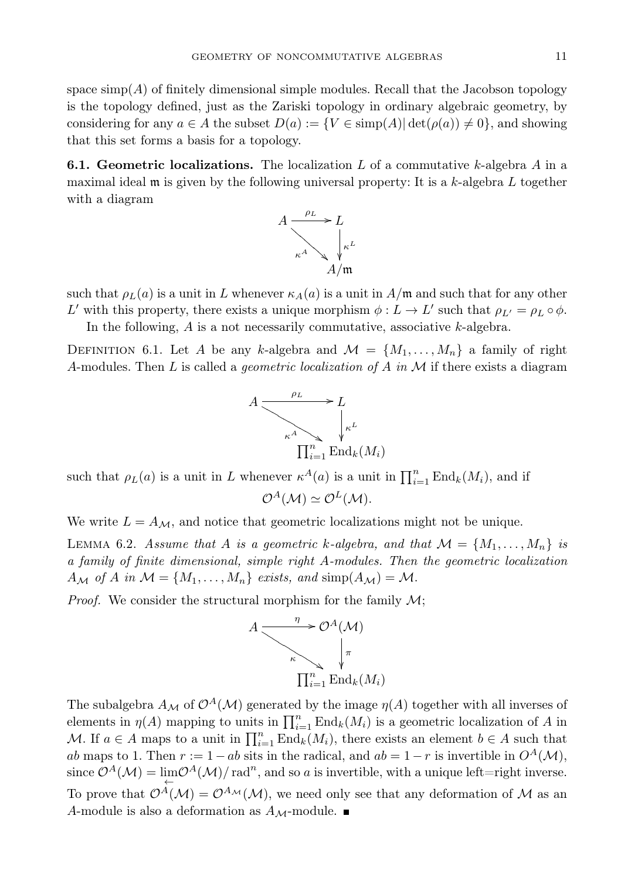space $\mathrm{simp}(A)$ of finitely dimensional simple modules. Recall that the Jacobson topology is the topology defined, just as the Zariski topology in ordinary algebraic geometry, by considering for any $a \in A$ the subset $D(a) := \{V \in \mathrm{simp}(A) | \det(\rho(a)) \neq 0\}$, and showing that this set forms a basis for a topology.

**6.1. Geometric localizations.** The localization $L$ of a commutative $k$-algebra $A$ in a maximal ideal $\mathfrak{m}$ is given by the following universal property: It is a $k$-algebra $L$ together with a diagram

$$\begin{array}{ccc} A & \xrightarrow{\rho_L} & L \\ & \searrow^{\kappa^A} & \downarrow{\kappa^L} \\ & & A/\mathfrak{m} \end{array}$$

such that $\rho_L(a)$ is a unit in $L$ whenever $\kappa_A(a)$ is a unit in $A/\mathfrak{m}$ and such that for any other $L'$ with this property, there exists a unique morphism $\phi : L \to L'$ such that $\rho_{L'} = \rho_L \circ \phi$.

In the following, $A$ is a not necessarily commutative, associative $k$-algebra.

Definition 6.1. Let $A$ be any $k$-algebra and $\mathcal{M} = \{M_1, \ldots, M_n\}$ a family of right $A$-modules. Then $L$ is called a *geometric localization of $A$ in $\mathcal{M}$* if there exists a diagram

$$\begin{array}{ccc} A & \xrightarrow{\rho_L} & L \\ & \searrow^{\kappa^A} & \downarrow{\kappa^L} \\ & & \prod_{i=1}^n \mathrm{End}_k(M_i) \end{array}$$

such that $\rho_L(a)$ is a unit in $L$ whenever $\kappa^A(a)$ is a unit in $\prod_{i=1}^n \mathrm{End}_k(M_i)$, and if

$$\mathcal{O}^A(\mathcal{M}) \simeq \mathcal{O}^L(\mathcal{M}).$$

We write $L = A_{\mathcal{M}}$, and notice that geometric localizations might not be unique.

Lemma 6.2. *Assume that $A$ is a geometric $k$-algebra, and that $\mathcal{M} = \{M_1, \ldots, M_n\}$ is a family of finite dimensional, simple right $A$-modules. Then the geometric localization $A_{\mathcal{M}}$ of $A$ in $\mathcal{M} = \{M_1, \ldots, M_n\}$ exists, and* $\mathrm{simp}(A_{\mathcal{M}}) = \mathcal{M}$.

*Proof.* We consider the structural morphism for the family $\mathcal{M}$;

$$\begin{array}{ccc} A & \xrightarrow{\eta} & \mathcal{O}^A(\mathcal{M}) \\ & \searrow^{\kappa} & \downarrow{\pi} \\ & & \prod_{i=1}^n \mathrm{End}_k(M_i) \end{array}$$

The subalgebra $A_{\mathcal{M}}$ of $\mathcal{O}^A(\mathcal{M})$ generated by the image $\eta(A)$ together with all inverses of elements in $\eta(A)$ mapping to units in $\prod_{i=1}^n \mathrm{End}_k(M_i)$ is a geometric localization of $A$ in $\mathcal{M}$. If $a \in A$ maps to a unit in $\prod_{i=1}^n \mathrm{End}_k(M_i)$, there exists an element $b \in A$ such that $ab$ maps to 1. Then $r := 1 - ab$ sits in the radical, and $ab = 1 - r$ is invertible in $O^A(\mathcal{M})$, since $\mathcal{O}^A(\mathcal{M}) = \varprojlim \mathcal{O}^A(\mathcal{M})/\mathrm{rad}^n$, and so $a$ is invertible, with a unique left=right inverse. To prove that $\mathcal{O}^A(\mathcal{M}) = \mathcal{O}^{A_{\mathcal{M}}}(\mathcal{M})$, we need only see that any deformation of $\mathcal{M}$ as an $A$-module is also a deformation as $A_{\mathcal{M}}$-module. ∎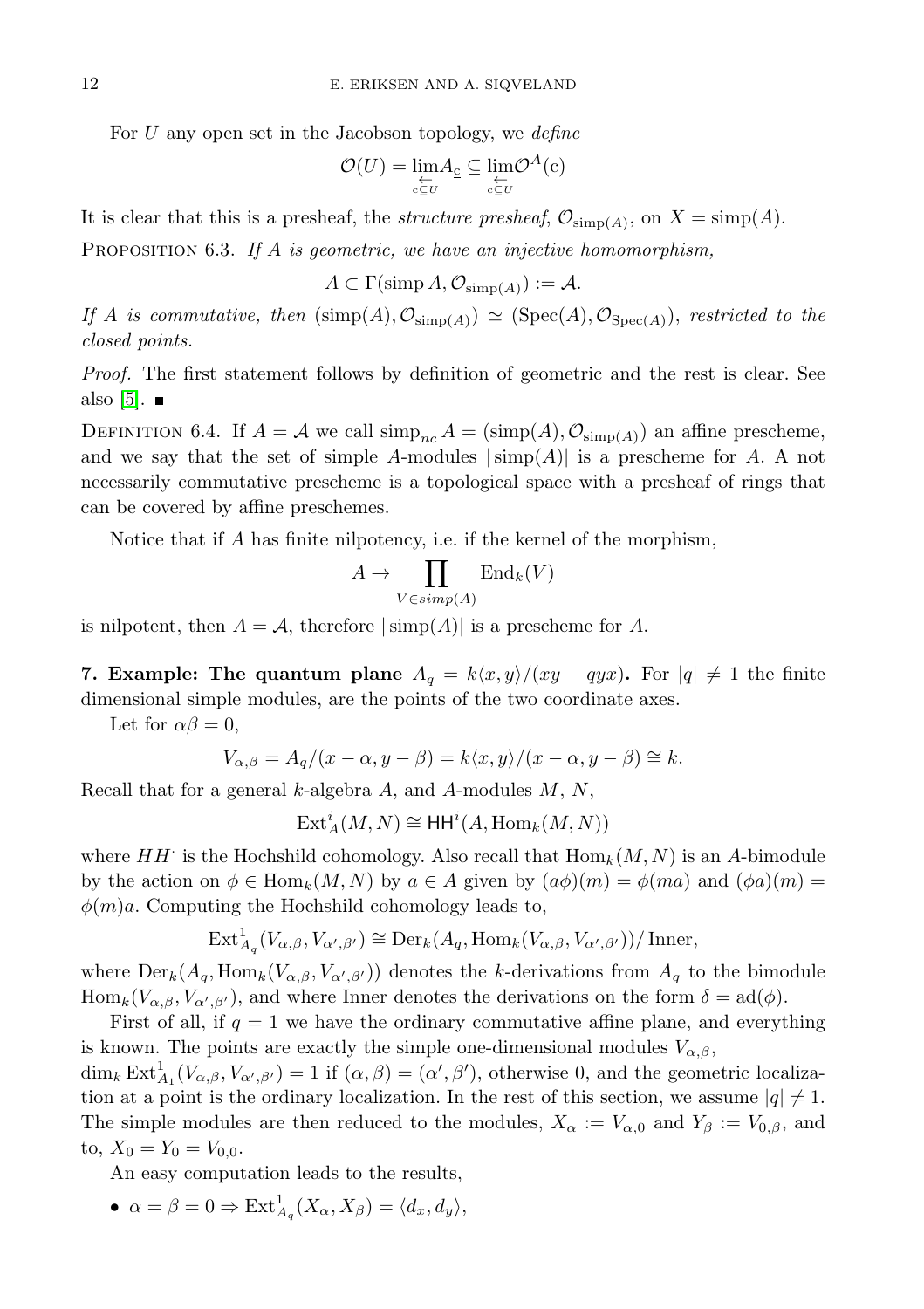For $U$ any open set in the Jacobson topology, we *define*

$$\mathcal{O}(U) = \varprojlim_{\underline{c} \subseteq U} A_{\underline{c}} \subseteq \varprojlim_{\underline{c} \subseteq U} \mathcal{O}^A(\underline{c})$$

It is clear that this is a presheaf, the *structure presheaf*, $\mathcal{O}_{\mathrm{simp}(A)}$, on $X = \mathrm{simp}(A)$.

Proposition 6.3. *If $A$ is geometric, we have an injective homomorphism,*

$$A \subset \Gamma(\mathrm{simp}\, A, \mathcal{O}_{\mathrm{simp}(A)}) := \mathcal{A}.$$

*If $A$ is commutative, then $(\mathrm{simp}(A), \mathcal{O}_{\mathrm{simp}(A)}) \simeq (\mathrm{Spec}(A), \mathcal{O}_{\mathrm{Spec}(A)})$, restricted to the closed points.*

*Proof.* The first statement follows by definition of geometric and the rest is clear. See also [5]. ∎

Definition 6.4. If $A = \mathcal{A}$ we call $\mathrm{simp}_{nc} A = (\mathrm{simp}(A), \mathcal{O}_{\mathrm{simp}(A)})$ an affine prescheme, and we say that the set of simple $A$-modules $|\mathrm{simp}(A)|$ is a prescheme for $A$. A not necessarily commutative prescheme is a topological space with a presheaf of rings that can be covered by affine preschemes.

Notice that if $A$ has finite nilpotency, i.e. if the kernel of the morphism,

$$A \to \prod_{V \in simp(A)} \mathrm{End}_k(V)$$

is nilpotent, then $A = \mathcal{A}$, therefore $|\mathrm{simp}(A)|$ is a prescheme for $A$.

**7. Example: The quantum plane $A_q = k\langle x, y\rangle/(xy - qyx)$.** For $|q| \neq 1$ the finite dimensional simple modules, are the points of the two coordinate axes.

Let for $\alpha\beta = 0$,

$$V_{\alpha,\beta} = A_q/(x - \alpha, y - \beta) = k\langle x, y\rangle/(x - \alpha, y - \beta) \cong k.$$

Recall that for a general $k$-algebra $A$, and $A$-modules $M$, $N$,

$$\mathrm{Ext}^i_A(M, N) \cong \mathsf{HH}^i(A, \mathrm{Hom}_k(M, N))$$

where $HH^{\cdot}$ is the Hochshild cohomology. Also recall that $\mathrm{Hom}_k(M, N)$ is an $A$-bimodule by the action on $\phi \in \mathrm{Hom}_k(M, N)$ by $a \in A$ given by $(a\phi)(m) = \phi(ma)$ and $(\phi a)(m) = \phi(m)a$. Computing the Hochshild cohomology leads to,

$$\mathrm{Ext}^1_{A_q}(V_{\alpha,\beta}, V_{\alpha',\beta'}) \cong \mathrm{Der}_k(A_q, \mathrm{Hom}_k(V_{\alpha,\beta}, V_{\alpha',\beta'}))/\,\mathrm{Inner},$$

where $\mathrm{Der}_k(A_q, \mathrm{Hom}_k(V_{\alpha,\beta}, V_{\alpha',\beta'}))$ denotes the $k$-derivations from $A_q$ to the bimodule $\mathrm{Hom}_k(V_{\alpha,\beta}, V_{\alpha',\beta'})$, and where Inner denotes the derivations on the form $\delta = \mathrm{ad}(\phi)$.

First of all, if $q = 1$ we have the ordinary commutative affine plane, and everything is known. The points are exactly the simple one-dimensional modules $V_{\alpha,\beta}$, $\dim_k \mathrm{Ext}^1_{A_1}(V_{\alpha,\beta}, V_{\alpha',\beta'}) = 1$ if $(\alpha, \beta) = (\alpha', \beta')$, otherwise 0, and the geometric localization at a point is the ordinary localization. In the rest of this section, we assume $|q| \neq 1$. The simple modules are then reduced to the modules, $X_\alpha := V_{\alpha,0}$ and $Y_\beta := V_{0,\beta}$, and to, $X_0 = Y_0 = V_{0,0}$.

An easy computation leads to the results,

- $\alpha = \beta = 0 \Rightarrow \mathrm{Ext}^1_{A_q}(X_\alpha, X_\beta) = \langle d_x, d_y\rangle$,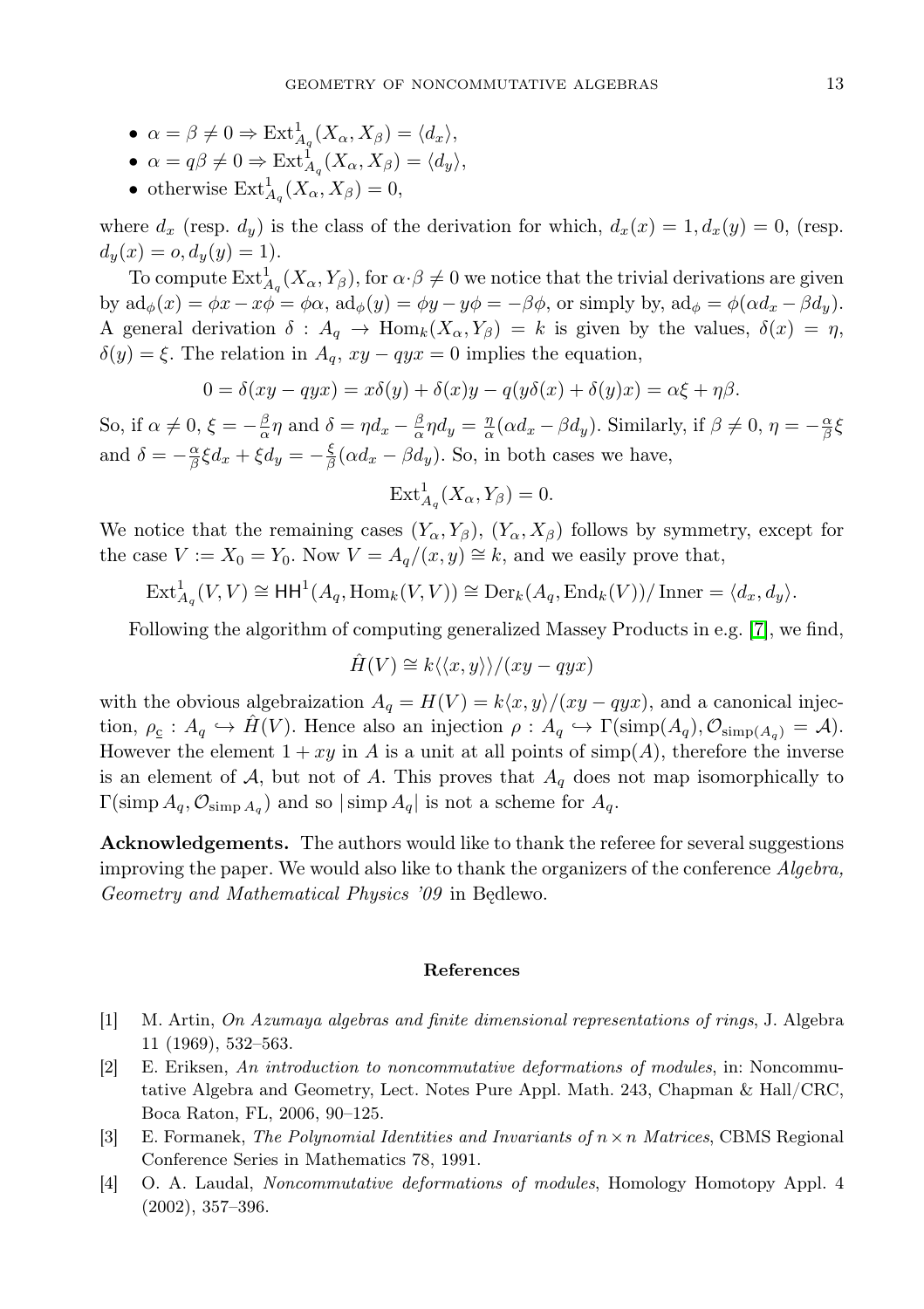- $\alpha = \beta \neq 0 \Rightarrow \operatorname{Ext}^1_{A_q}(X_\alpha, X_\beta) = \langle d_x \rangle$,
- $\alpha = q\beta \neq 0 \Rightarrow \operatorname{Ext}^1_{A_q}(X_\alpha, X_\beta) = \langle d_y \rangle$,
- otherwise $\operatorname{Ext}^1_{A_q}(X_\alpha, X_\beta) = 0$,

where $d_x$ (resp. $d_y$) is the class of the derivation for which, $d_x(x) = 1, d_x(y) = 0$, (resp. $d_y(x) = o, d_y(y) = 1$).

To compute $\operatorname{Ext}^1_{A_q}(X_\alpha, Y_\beta)$, for $\alpha \cdot \beta \neq 0$ we notice that the trivial derivations are given by $\operatorname{ad}_\phi(x) = \phi x - x\phi = \phi\alpha$, $\operatorname{ad}_\phi(y) = \phi y - y\phi = -\beta\phi$, or simply by, $\operatorname{ad}_\phi = \phi(\alpha d_x - \beta d_y)$. A general derivation $\delta : A_q \to \operatorname{Hom}_k(X_\alpha, Y_\beta) = k$ is given by the values, $\delta(x) = \eta$, $\delta(y) = \xi$. The relation in $A_q$, $xy - qyx = 0$ implies the equation,

$$0 = \delta(xy - qyx) = x\delta(y) + \delta(x)y - q(y\delta(x) + \delta(y)x) = \alpha\xi + \eta\beta.$$

So, if $\alpha \neq 0$, $\xi = -\frac{\beta}{\alpha}\eta$ and $\delta = \eta d_x - \frac{\beta}{\alpha}\eta d_y = \frac{\eta}{\alpha}(\alpha d_x - \beta d_y)$. Similarly, if $\beta \neq 0$, $\eta = -\frac{\alpha}{\beta}\xi$ and $\delta = -\frac{\alpha}{\beta}\xi d_x + \xi d_y = -\frac{\xi}{\beta}(\alpha d_x - \beta d_y)$. So, in both cases we have,

$$\operatorname{Ext}^1_{A_q}(X_\alpha, Y_\beta) = 0.$$

We notice that the remaining cases $(Y_\alpha, Y_\beta)$, $(Y_\alpha, X_\beta)$ follows by symmetry, except for the case $V := X_0 = Y_0$. Now $V = A_q/(x, y) \cong k$, and we easily prove that,

$$\operatorname{Ext}^1_{A_q}(V, V) \cong \mathsf{HH}^1(A_q, \operatorname{Hom}_k(V, V)) \cong \operatorname{Der}_k(A_q, \operatorname{End}_k(V))/\operatorname{Inner} = \langle d_x, d_y \rangle.$$

Following the algorithm of computing generalized Massey Products in e.g. [7], we find,

$$\hat{H}(V) \cong k\langle\langle x, y \rangle\rangle/(xy - qyx)$$

with the obvious algebraization $A_q = H(V) = k\langle x, y \rangle/(xy - qyx)$, and a canonical injection, $\rho_{\underline{c}} : A_q \hookrightarrow \hat{H}(V)$. Hence also an injection $\rho : A_q \hookrightarrow \Gamma(\operatorname{simp}(A_q), \mathcal{O}_{\operatorname{simp}(A_q)} = \mathcal{A})$. However the element $1 + xy$ in $A$ is a unit at all points of $\operatorname{simp}(A)$, therefore the inverse is an element of $\mathcal{A}$, but not of $A$. This proves that $A_q$ does not map isomorphically to $\Gamma(\operatorname{simp} A_q, \mathcal{O}_{\operatorname{simp} A_q})$ and so $|\operatorname{simp} A_q|$ is not a scheme for $A_q$.

**Acknowledgements.** The authors would like to thank the referee for several suggestions improving the paper. We would also like to thank the organizers of the conference *Algebra, Geometry and Mathematical Physics '09* in Będlewo.

## References

[1] M. Artin, *On Azumaya algebras and finite dimensional representations of rings*, J. Algebra 11 (1969), 532–563.

[2] E. Eriksen, *An introduction to noncommutative deformations of modules*, in: Noncommutative Algebra and Geometry, Lect. Notes Pure Appl. Math. 243, Chapman & Hall/CRC, Boca Raton, FL, 2006, 90–125.

[3] E. Formanek, *The Polynomial Identities and Invariants of $n \times n$ Matrices*, CBMS Regional Conference Series in Mathematics 78, 1991.

[4] O. A. Laudal, *Noncommutative deformations of modules*, Homology Homotopy Appl. 4 (2002), 357–396.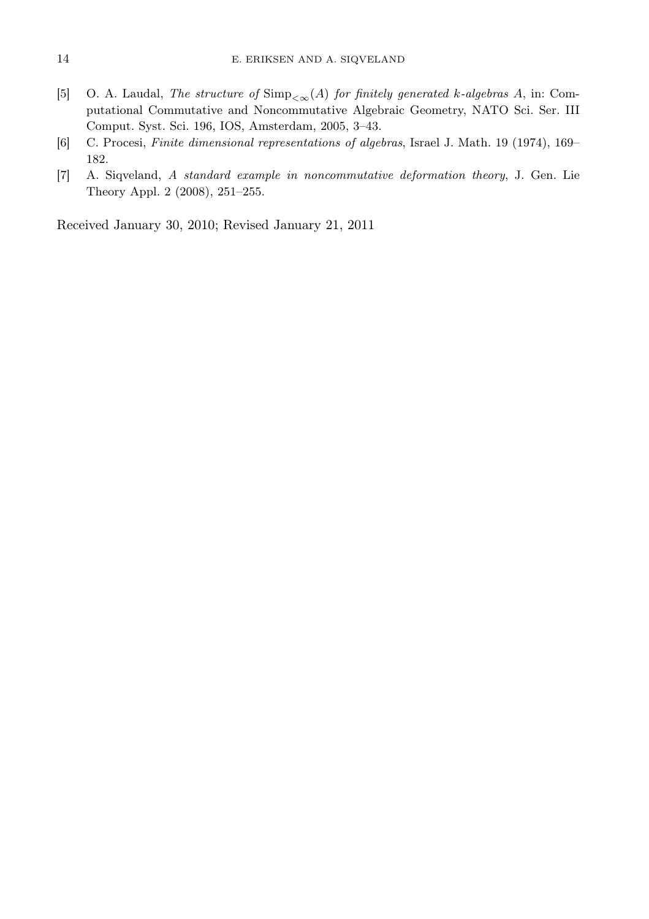[5] O. A. Laudal, *The structure of* $\mathrm{Simp}_{<\infty}(A)$ *for finitely generated* $k$*-algebras* $A$, in: Computational Commutative and Noncommutative Algebraic Geometry, NATO Sci. Ser. III Comput. Syst. Sci. 196, IOS, Amsterdam, 2005, 3–43.

[6] C. Procesi, *Finite dimensional representations of algebras*, Israel J. Math. 19 (1974), 169–182.

[7] A. Siqveland, *A standard example in noncommutative deformation theory*, J. Gen. Lie Theory Appl. 2 (2008), 251–255.

Received January 30, 2010; Revised January 21, 2011